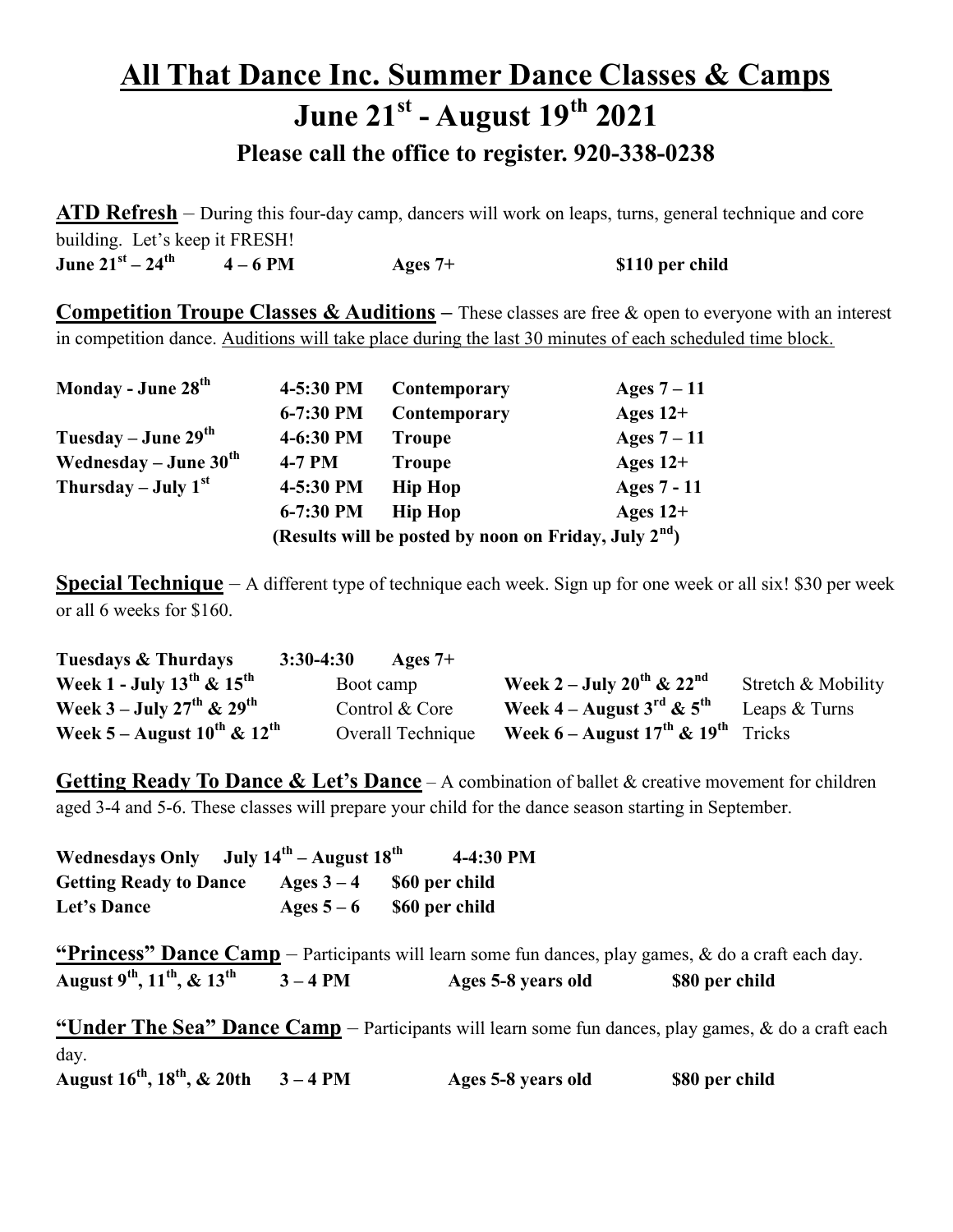# All That Dance Inc. Summer Dance Classes & Camps

## June 21st - August 19th 2021

### Please call the office to register. 920-338-0238

**ATD Refresh** – During this four-day camp, dancers will work on leaps, turns, general technique and core building. Let's keep it FRESH!

**June 21st – 24th** **4 – 6 PM** **Ages 7+** **$110 per child**

**Competition Troupe Classes & Auditions** – These classes are free & open to everyone with an interest in competition dance. Auditions will take place during the last 30 minutes of each scheduled time block.

| | | | |
|---|---|---|---|
| **Monday - June 28th** | **4-5:30 PM** | **Contemporary** | **Ages 7 – 11** |
| | **6-7:30 PM** | **Contemporary** | **Ages 12+** |
| **Tuesday – June 29th** | **4-6:30 PM** | **Troupe** | **Ages 7 – 11** |
| **Wednesday – June 30th** | **4-7 PM** | **Troupe** | **Ages 12+** |
| **Thursday – July 1st** | **4-5:30 PM** | **Hip Hop** | **Ages 7 - 11** |
| | **6-7:30 PM** | **Hip Hop** | **Ages 12+** |

**(Results will be posted by noon on Friday, July 2nd)**

**Special Technique** – A different type of technique each week. Sign up for one week or all six! $30 per week or all 6 weeks for $160.

**Tuesdays & Thurdays** **3:30-4:30** **Ages 7+**

| | | | |
|---|---|---|---|
| **Week 1 - July 13th & 15th** | Boot camp | **Week 2 – July 20th & 22nd** | Stretch & Mobility |
| **Week 3 – July 27th & 29th** | Control & Core | **Week 4 – August 3rd & 5th** | Leaps & Turns |
| **Week 5 – August 10th & 12th** | Overall Technique | **Week 6 – August 17th & 19th** | Tricks |

**Getting Ready To Dance & Let's Dance** – A combination of ballet & creative movement for children aged 3-4 and 5-6. These classes will prepare your child for the dance season starting in September.

**Wednesdays Only** **July 14th – August 18th** **4-4:30 PM**

| | | |
|---|---|---|
| **Getting Ready to Dance** | **Ages 3 – 4** | **$60 per child** |
| **Let's Dance** | **Ages 5 – 6** | **$60 per child** |

**"Princess" Dance Camp** – Participants will learn some fun dances, play games, & do a craft each day.

**August 9th, 11th, & 13th** **3 – 4 PM** **Ages 5-8 years old** **$80 per child**

**"Under The Sea" Dance Camp** – Participants will learn some fun dances, play games, & do a craft each day.

**August 16th, 18th, & 20th** **3 – 4 PM** **Ages 5-8 years old** **$80 per child**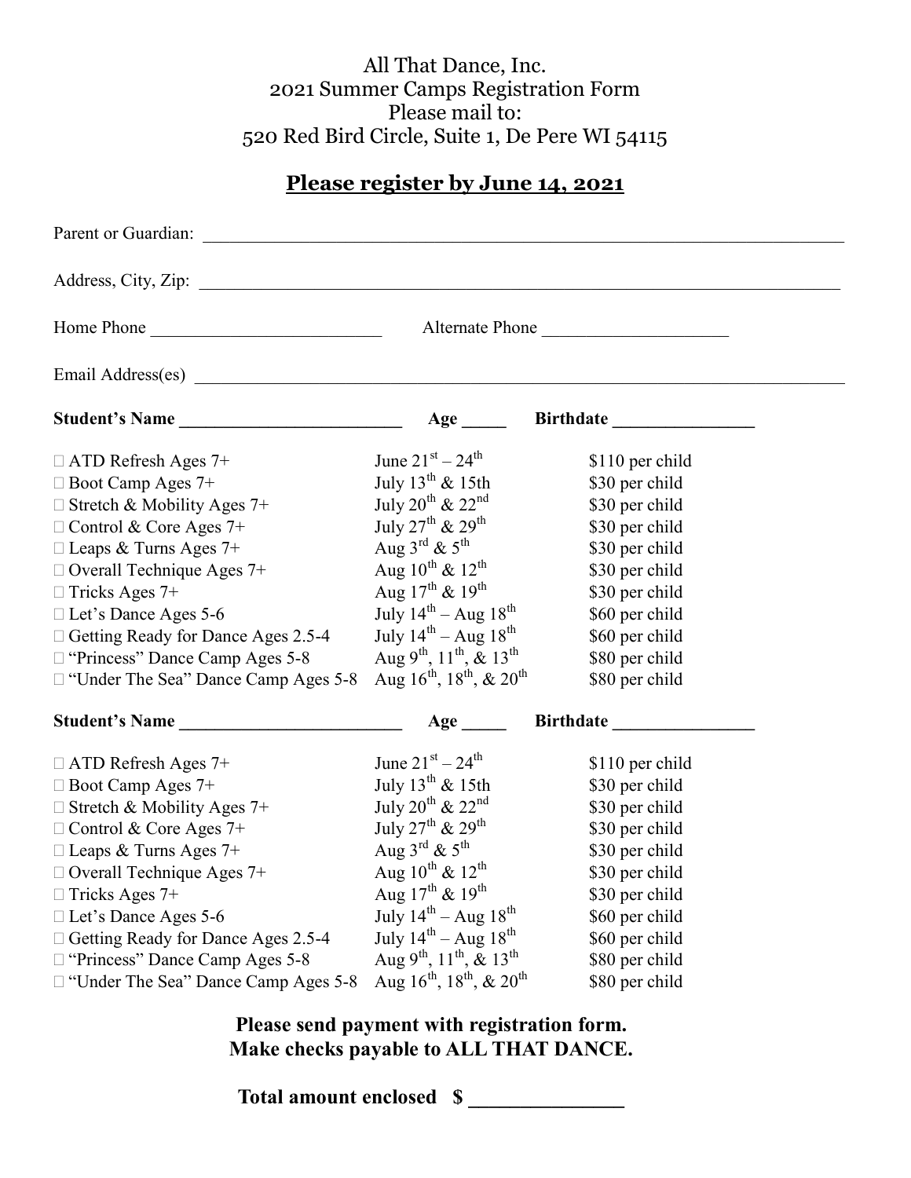All That Dance, Inc.
2021 Summer Camps Registration Form
Please mail to:
520 Red Bird Circle, Suite 1, De Pere WI 54115

**Please register by June 14, 2021**

Parent or Guardian: ______________________________________________

Address, City, Zip: ______________________________________________

Home Phone ________________________ Alternate Phone ____________________

Email Address(es) ______________________________________________

**Student's Name ________________________ Age _____ Birthdate _______________**

| | | |
|---|---|---|
| ☐ ATD Refresh Ages 7+ | June 21st – 24th | $110 per child |
| ☐ Boot Camp Ages 7+ | July 13th & 15th | $30 per child |
| ☐ Stretch & Mobility Ages 7+ | July 20th & 22nd | $30 per child |
| ☐ Control & Core Ages 7+ | July 27th & 29th | $30 per child |
| ☐ Leaps & Turns Ages 7+ | Aug 3rd & 5th | $30 per child |
| ☐ Overall Technique Ages 7+ | Aug 10th & 12th | $30 per child |
| ☐ Tricks Ages 7+ | Aug 17th & 19th | $30 per child |
| ☐ Let's Dance Ages 5-6 | July 14th – Aug 18th | $60 per child |
| ☐ Getting Ready for Dance Ages 2.5-4 | July 14th – Aug 18th | $60 per child |
| ☐ "Princess" Dance Camp Ages 5-8 | Aug 9th, 11th, & 13th | $80 per child |
| ☐ "Under The Sea" Dance Camp Ages 5-8 | Aug 16th, 18th, & 20th | $80 per child |

**Student's Name ________________________ Age _____ Birthdate _______________**

| | | |
|---|---|---|
| ☐ ATD Refresh Ages 7+ | June 21st – 24th | $110 per child |
| ☐ Boot Camp Ages 7+ | July 13th & 15th | $30 per child |
| ☐ Stretch & Mobility Ages 7+ | July 20th & 22nd | $30 per child |
| ☐ Control & Core Ages 7+ | July 27th & 29th | $30 per child |
| ☐ Leaps & Turns Ages 7+ | Aug 3rd & 5th | $30 per child |
| ☐ Overall Technique Ages 7+ | Aug 10th & 12th | $30 per child |
| ☐ Tricks Ages 7+ | Aug 17th & 19th | $30 per child |
| ☐ Let's Dance Ages 5-6 | July 14th – Aug 18th | $60 per child |
| ☐ Getting Ready for Dance Ages 2.5-4 | July 14th – Aug 18th | $60 per child |
| ☐ "Princess" Dance Camp Ages 5-8 | Aug 9th, 11th, & 13th | $80 per child |
| ☐ "Under The Sea" Dance Camp Ages 5-8 | Aug 16th, 18th, & 20th | $80 per child |

**Please send payment with registration form.**
**Make checks payable to ALL THAT DANCE.**

**Total amount enclosed $ _______________**